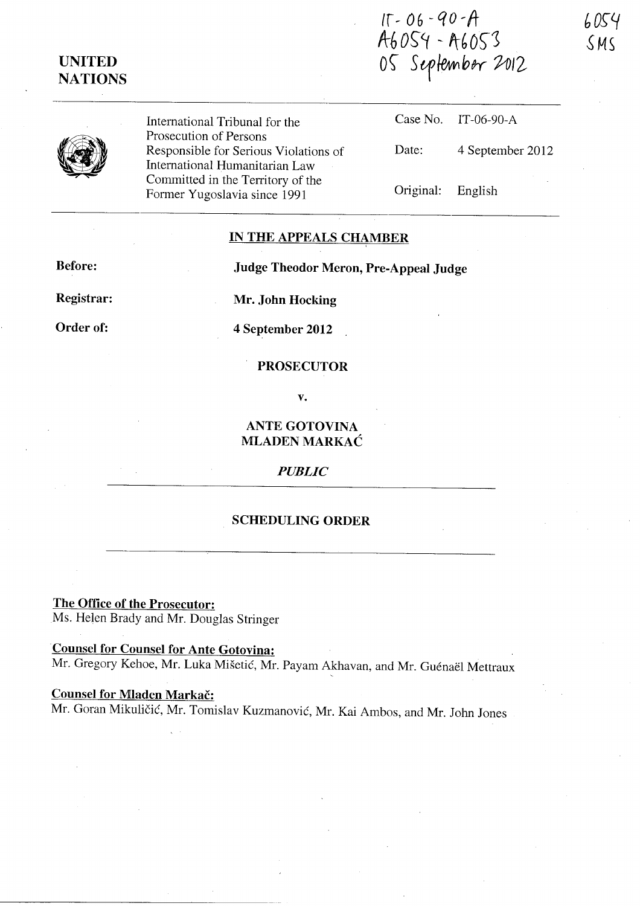IT-06-90-A
A6054 - A6053
05 September 2012

6054
SMS

**UNITED NATIONS**

International Tribunal for the Prosecution of Persons Responsible for Serious Violations of International Humanitarian Law Committed in the Territory of the Former Yugoslavia since 1991

| | |
|---|---|
| Case No. | IT-06-90-A |
| Date: | 4 September 2012 |
| Original: | English |

**IN THE APPEALS CHAMBER**

**Before:** **Judge Theodor Meron, Pre-Appeal Judge**

**Registrar:** **Mr. John Hocking**

**Order of:** **4 September 2012**

**PROSECUTOR**

**v.**

**ANTE GOTOVINA**
**MLADEN MARKAĆ**

***PUBLIC***

**SCHEDULING ORDER**

**The Office of the Prosecutor:**
Ms. Helen Brady and Mr. Douglas Stringer

**Counsel for Counsel for Ante Gotovina:**
Mr. Gregory Kehoe, Mr. Luka Mišetić, Mr. Payam Akhavan, and Mr. Guénaël Mettraux

**Counsel for Mladen Markač:**
Mr. Goran Mikuličić, Mr. Tomislav Kuzmanović, Mr. Kai Ambos, and Mr. John Jones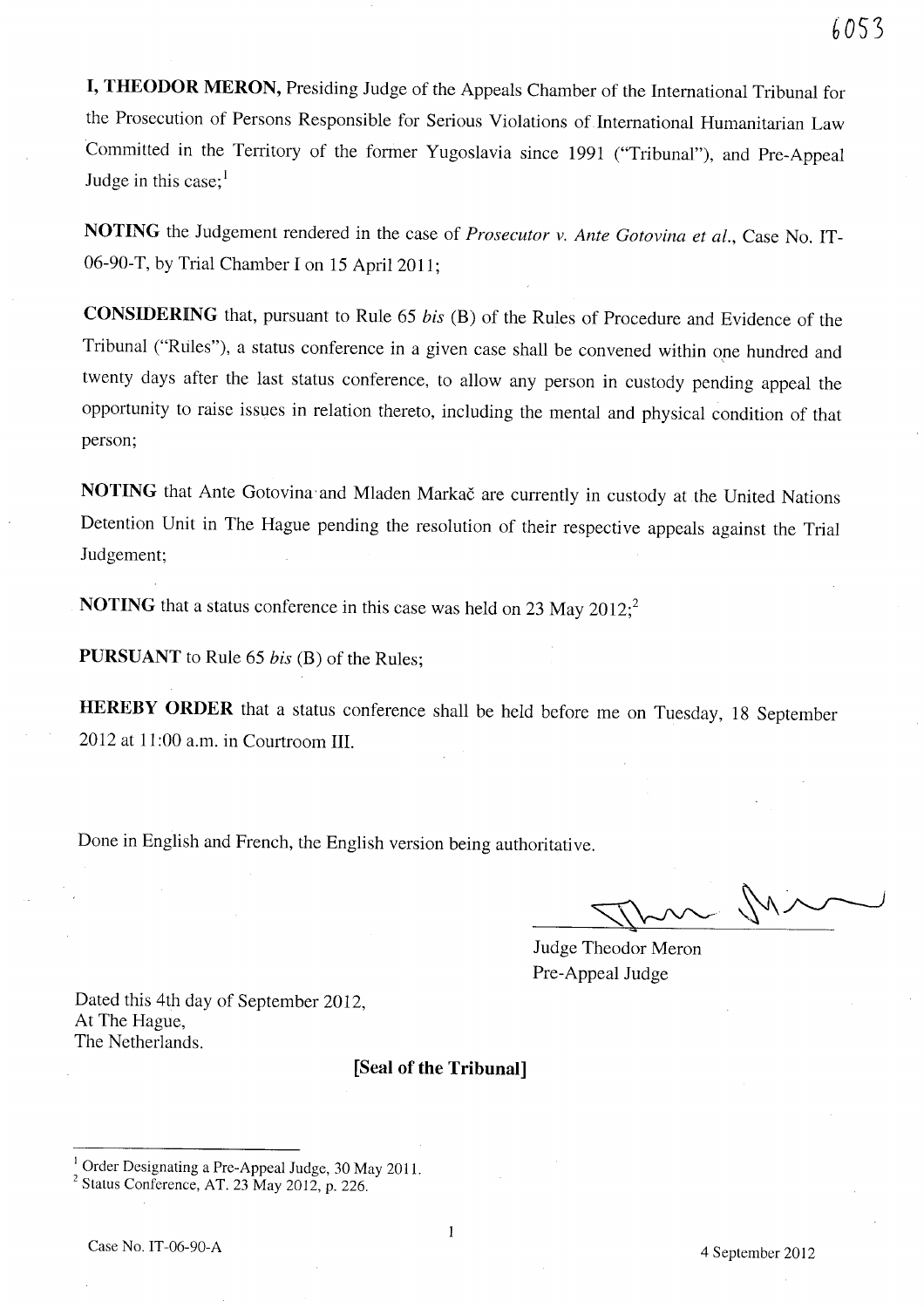**I, THEODOR MERON,** Presiding Judge of the Appeals Chamber of the International Tribunal for the Prosecution of Persons Responsible for Serious Violations of International Humanitarian Law Committed in the Territory of the former Yugoslavia since 1991 ("Tribunal"), and Pre-Appeal Judge in this case;[1]

**NOTING** the Judgement rendered in the case of *Prosecutor v. Ante Gotovina et al.*, Case No. IT-06-90-T, by Trial Chamber I on 15 April 2011;

**CONSIDERING** that, pursuant to Rule 65 *bis* (B) of the Rules of Procedure and Evidence of the Tribunal ("Rules"), a status conference in a given case shall be convened within one hundred and twenty days after the last status conference, to allow any person in custody pending appeal the opportunity to raise issues in relation thereto, including the mental and physical condition of that person;

**NOTING** that Ante Gotovina and Mladen Markač are currently in custody at the United Nations Detention Unit in The Hague pending the resolution of their respective appeals against the Trial Judgement;

**NOTING** that a status conference in this case was held on 23 May 2012;[2]

**PURSUANT** to Rule 65 *bis* (B) of the Rules;

**HEREBY ORDER** that a status conference shall be held before me on Tuesday, 18 September 2012 at 11:00 a.m. in Courtroom III.

Done in English and French, the English version being authoritative.

Judge Theodor Meron
Pre-Appeal Judge

Dated this 4th day of September 2012,
At The Hague,
The Netherlands.

**[Seal of the Tribunal]**

---

[1] Order Designating a Pre-Appeal Judge, 30 May 2011.
[2] Status Conference, AT. 23 May 2012, p. 226.